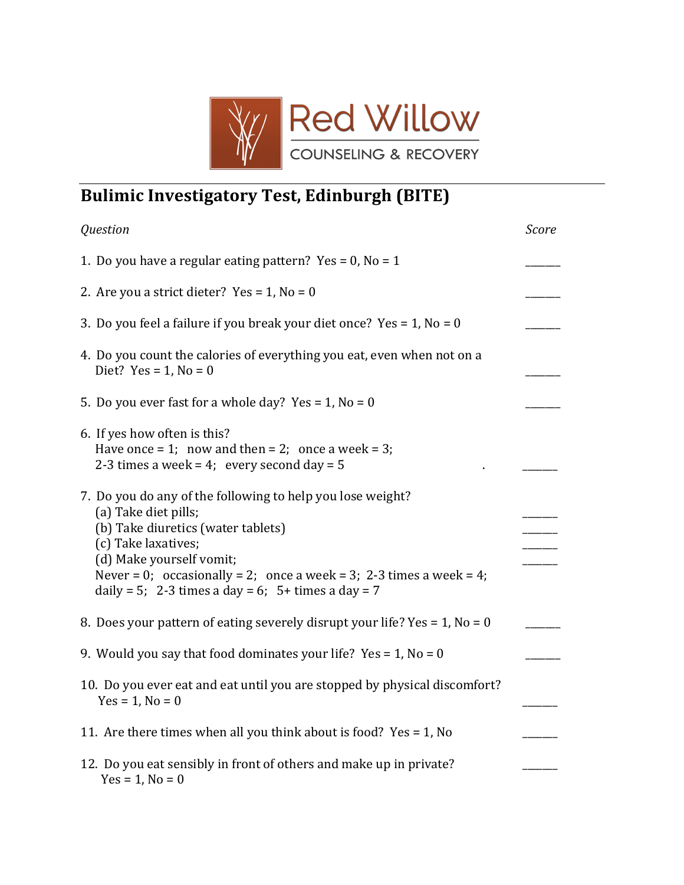Red Willow

COUNSELING & RECOVERY

# Bulimic Investigatory Test, Edinburgh (BITE)

*Question* *Score*

1. Do you have a regular eating pattern? Yes = 0, No = 1 _______

2. Are you a strict dieter? Yes = 1, No = 0 _______

3. Do you feel a failure if you break your diet once? Yes = 1, No = 0 _______

4. Do you count the calories of everything you eat, even when not on a Diet? Yes = 1, No = 0 _______

5. Do you ever fast for a whole day? Yes = 1, No = 0 _______

6. If yes how often is this?
   Have once = 1; now and then = 2; once a week = 3;
   2-3 times a week = 4; every second day = 5 . _______

7. Do you do any of the following to help you lose weight?
   (a) Take diet pills; _______
   (b) Take diuretics (water tablets) _______
   (c) Take laxatives; _______
   (d) Make yourself vomit; _______
   Never = 0; occasionally = 2; once a week = 3; 2-3 times a week = 4;
   daily = 5; 2-3 times a day = 6; 5+ times a day = 7

8. Does your pattern of eating severely disrupt your life? Yes = 1, No = 0 _______

9. Would you say that food dominates your life? Yes = 1, No = 0 _______

10. Do you ever eat and eat until you are stopped by physical discomfort? Yes = 1, No = 0 _______

11. Are there times when all you think about is food? Yes = 1, No _______

12. Do you eat sensibly in front of others and make up in private? Yes = 1, No = 0 _______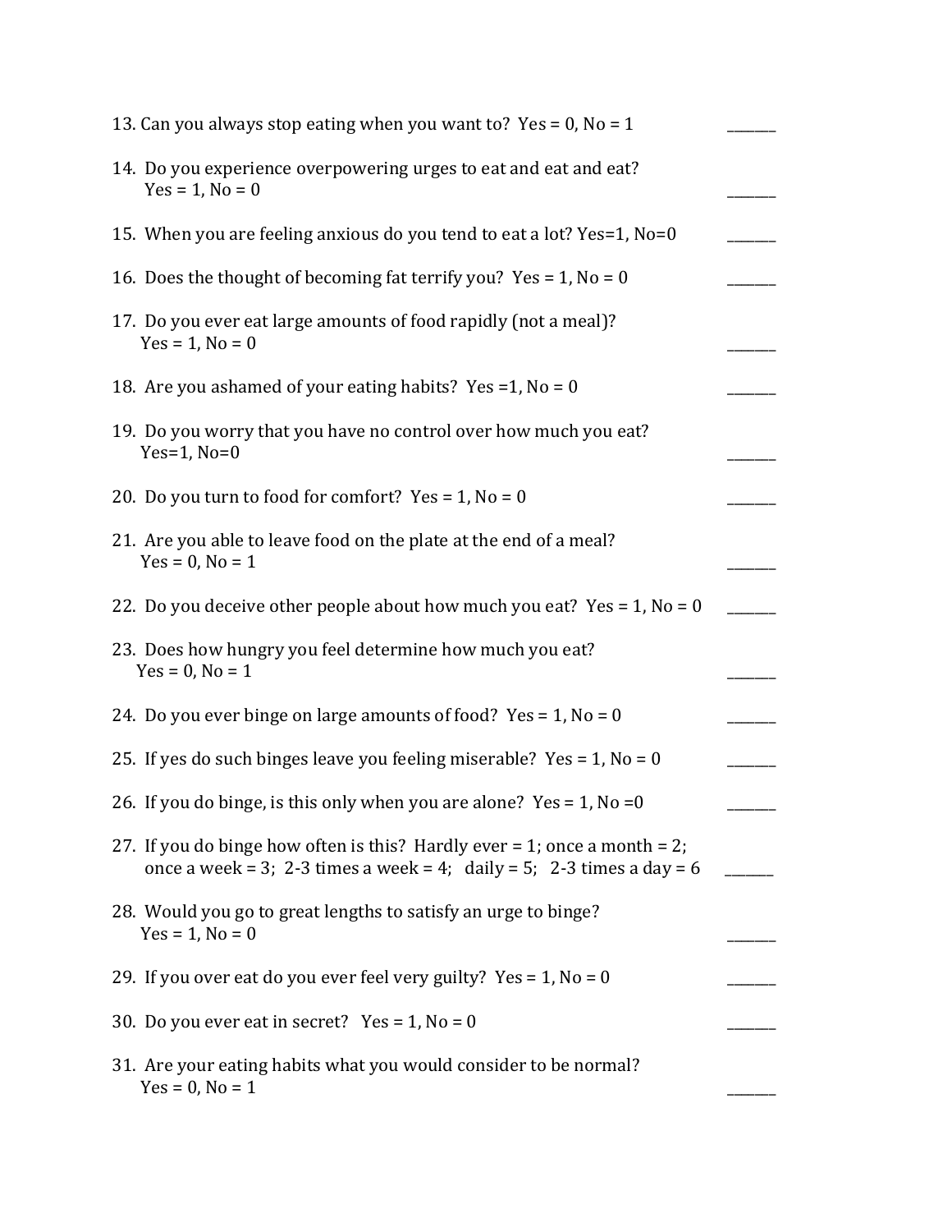13. Can you always stop eating when you want to? Yes = 0, No = 1 _______

14. Do you experience overpowering urges to eat and eat and eat? Yes = 1, No = 0 _______

15. When you are feeling anxious do you tend to eat a lot? Yes=1, No=0 _______

16. Does the thought of becoming fat terrify you? Yes = 1, No = 0 _______

17. Do you ever eat large amounts of food rapidly (not a meal)? Yes = 1, No = 0 _______

18. Are you ashamed of your eating habits? Yes =1, No = 0 _______

19. Do you worry that you have no control over how much you eat? Yes=1, No=0 _______

20. Do you turn to food for comfort? Yes = 1, No = 0 _______

21. Are you able to leave food on the plate at the end of a meal? Yes = 0, No = 1 _______

22. Do you deceive other people about how much you eat? Yes = 1, No = 0 _______

23. Does how hungry you feel determine how much you eat? Yes = 0, No = 1 _______

24. Do you ever binge on large amounts of food? Yes = 1, No = 0 _______

25. If yes do such binges leave you feeling miserable? Yes = 1, No = 0 _______

26. If you do binge, is this only when you are alone? Yes = 1, No =0 _______

27. If you do binge how often is this? Hardly ever = 1; once a month = 2; once a week = 3; 2-3 times a week = 4; daily = 5; 2-3 times a day = 6 _______

28. Would you go to great lengths to satisfy an urge to binge? Yes = 1, No = 0 _______

29. If you over eat do you ever feel very guilty? Yes = 1, No = 0 _______

30. Do you ever eat in secret? Yes = 1, No = 0 _______

31. Are your eating habits what you would consider to be normal? Yes = 0, No = 1 _______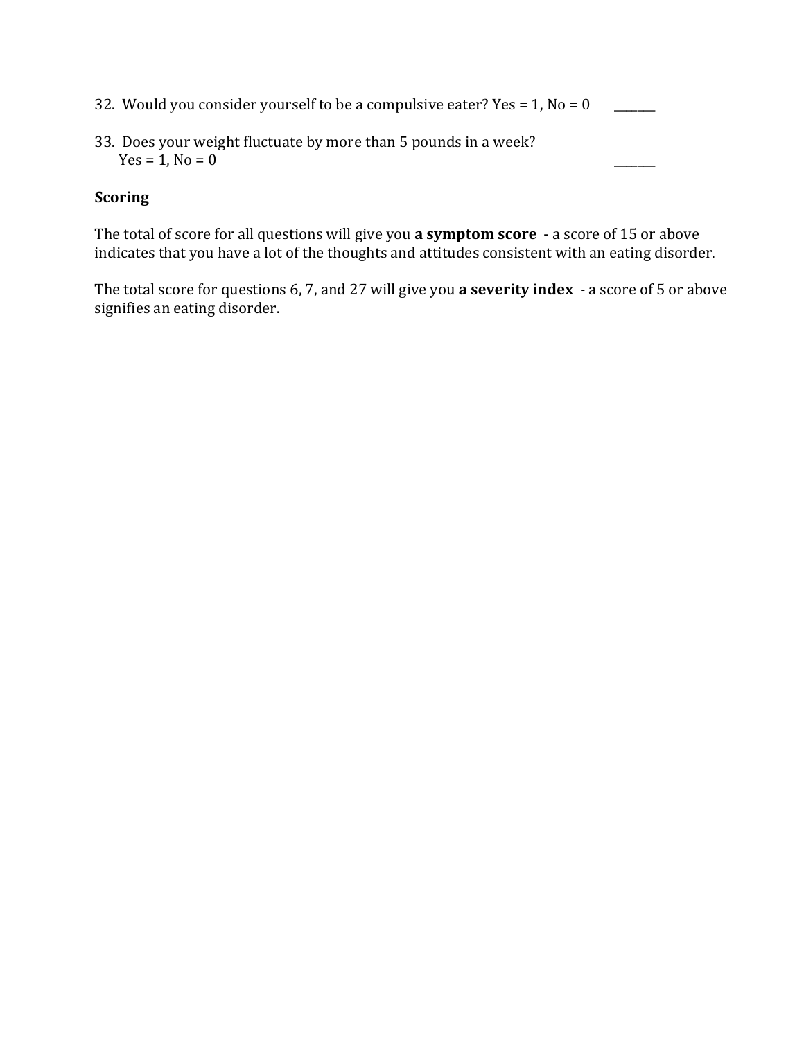32. Would you consider yourself to be a compulsive eater? Yes = 1, No = 0 ________

33. Does your weight fluctuate by more than 5 pounds in a week?
    Yes = 1, No = 0 ________

**Scoring**

The total of score for all questions will give you **a symptom score** - a score of 15 or above indicates that you have a lot of the thoughts and attitudes consistent with an eating disorder.

The total score for questions 6, 7, and 27 will give you **a severity index** - a score of 5 or above signifies an eating disorder.